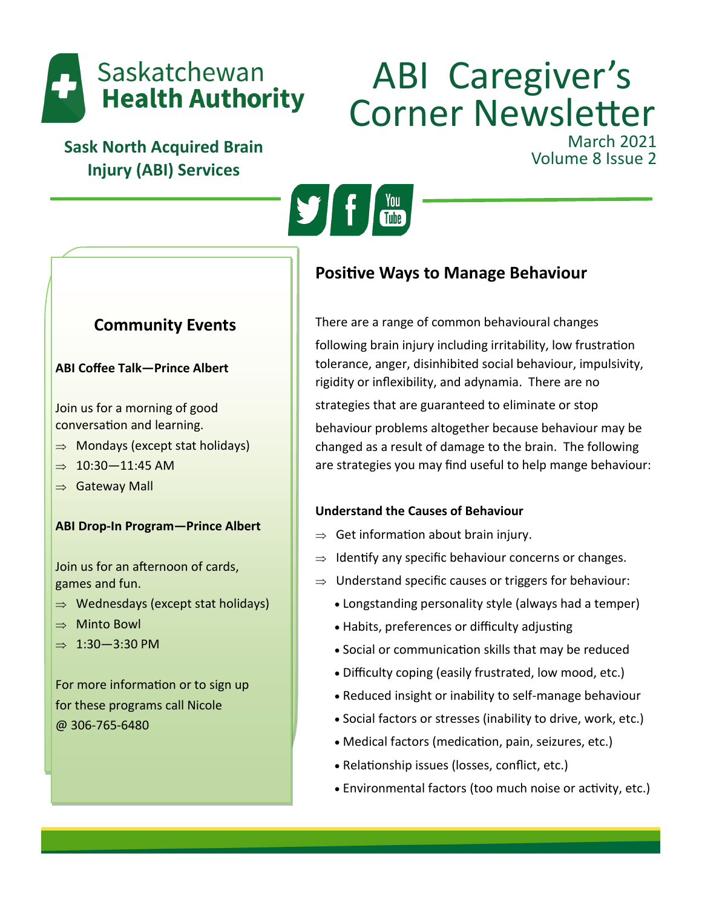Saskatchewan **Health Authority**

**Sask North Acquired Brain Injury (ABI) Services**

# ABI Caregiver's Corner Newsletter

March 2021
Volume 8 Issue 2

## Community Events

**ABI Coffee Talk—Prince Albert**

Join us for a morning of good conversation and learning.

- ⇒ Mondays (except stat holidays)
- ⇒ 10:30—11:45 AM
- ⇒ Gateway Mall

**ABI Drop-In Program—Prince Albert**

Join us for an afternoon of cards, games and fun.

- ⇒ Wednesdays (except stat holidays)
- ⇒ Minto Bowl
- ⇒ 1:30—3:30 PM

For more information or to sign up for these programs call Nicole @ 306-765-6480

## Positive Ways to Manage Behaviour

There are a range of common behavioural changes following brain injury including irritability, low frustration tolerance, anger, disinhibited social behaviour, impulsivity, rigidity or inflexibility, and adynamia. There are no strategies that are guaranteed to eliminate or stop behaviour problems altogether because behaviour may be changed as a result of damage to the brain. The following are strategies you may find useful to help mange behaviour:

**Understand the Causes of Behaviour**

- ⇒ Get information about brain injury.
- ⇒ Identify any specific behaviour concerns or changes.
- ⇒ Understand specific causes or triggers for behaviour:
  - Longstanding personality style (always had a temper)
  - Habits, preferences or difficulty adjusting
  - Social or communication skills that may be reduced
  - Difficulty coping (easily frustrated, low mood, etc.)
  - Reduced insight or inability to self-manage behaviour
  - Social factors or stresses (inability to drive, work, etc.)
  - Medical factors (medication, pain, seizures, etc.)
  - Relationship issues (losses, conflict, etc.)
  - Environmental factors (too much noise or activity, etc.)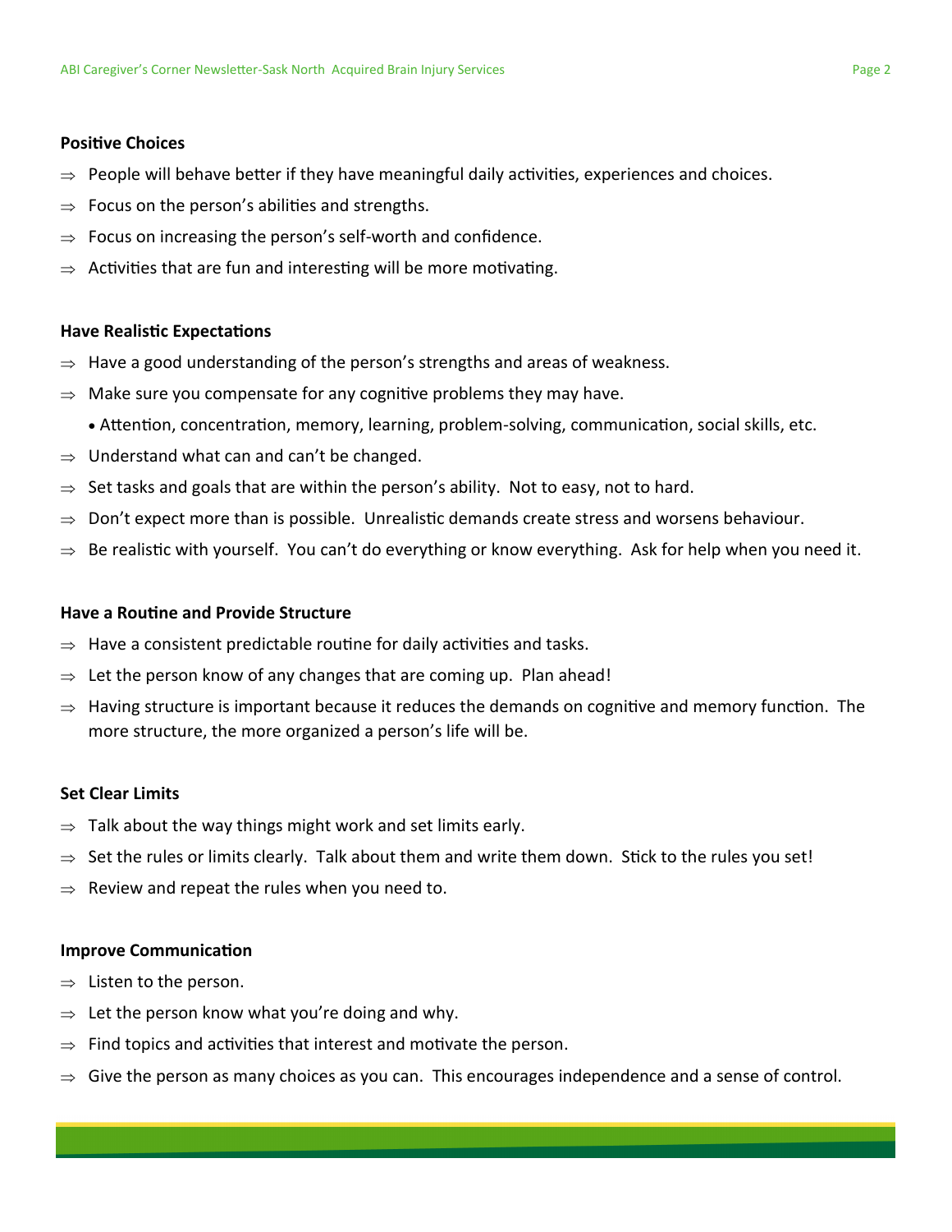**Positive Choices**

- ⇒ People will behave better if they have meaningful daily activities, experiences and choices.
- ⇒ Focus on the person's abilities and strengths.
- ⇒ Focus on increasing the person's self-worth and confidence.
- ⇒ Activities that are fun and interesting will be more motivating.

**Have Realistic Expectations**

- ⇒ Have a good understanding of the person's strengths and areas of weakness.
- ⇒ Make sure you compensate for any cognitive problems they may have.
  - Attention, concentration, memory, learning, problem-solving, communication, social skills, etc.
- ⇒ Understand what can and can't be changed.
- ⇒ Set tasks and goals that are within the person's ability. Not to easy, not to hard.
- ⇒ Don't expect more than is possible. Unrealistic demands create stress and worsens behaviour.
- ⇒ Be realistic with yourself. You can't do everything or know everything. Ask for help when you need it.

**Have a Routine and Provide Structure**

- ⇒ Have a consistent predictable routine for daily activities and tasks.
- ⇒ Let the person know of any changes that are coming up. Plan ahead!
- ⇒ Having structure is important because it reduces the demands on cognitive and memory function. The more structure, the more organized a person's life will be.

**Set Clear Limits**

- ⇒ Talk about the way things might work and set limits early.
- ⇒ Set the rules or limits clearly. Talk about them and write them down. Stick to the rules you set!
- ⇒ Review and repeat the rules when you need to.

**Improve Communication**

- ⇒ Listen to the person.
- ⇒ Let the person know what you're doing and why.
- ⇒ Find topics and activities that interest and motivate the person.
- ⇒ Give the person as many choices as you can. This encourages independence and a sense of control.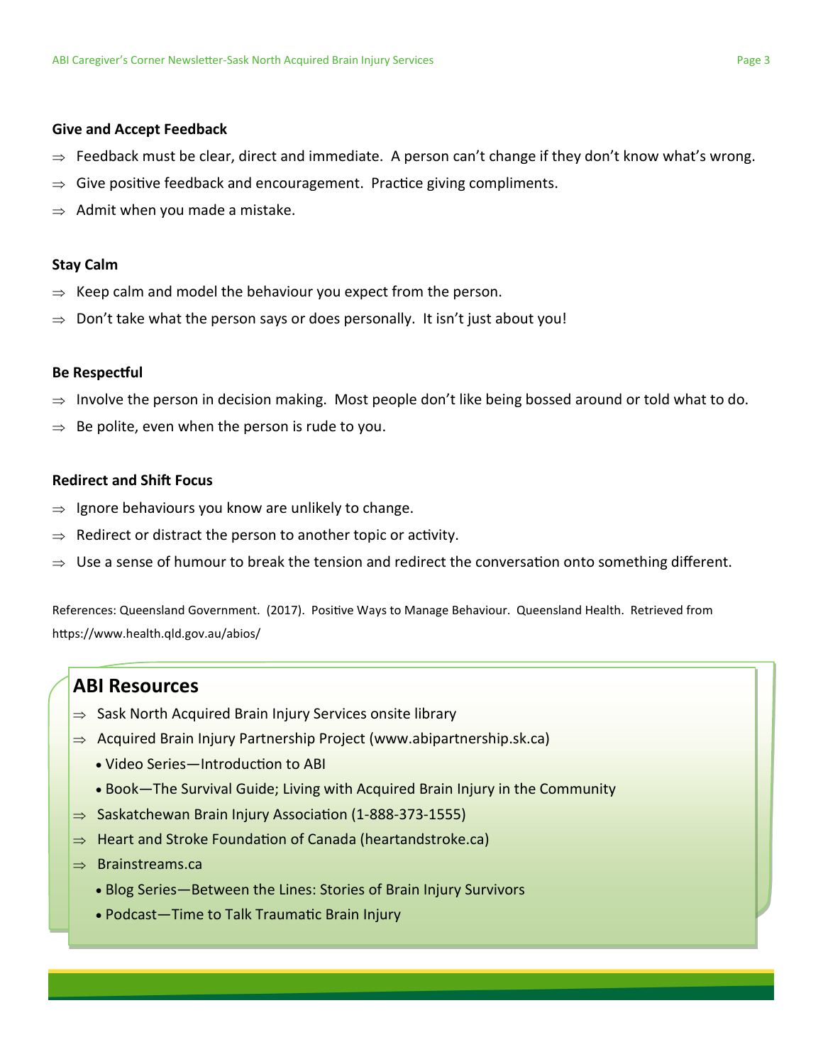**Give and Accept Feedback**

- ⇒ Feedback must be clear, direct and immediate. A person can't change if they don't know what's wrong.
- ⇒ Give positive feedback and encouragement. Practice giving compliments.
- ⇒ Admit when you made a mistake.

**Stay Calm**

- ⇒ Keep calm and model the behaviour you expect from the person.
- ⇒ Don't take what the person says or does personally. It isn't just about you!

**Be Respectful**

- ⇒ Involve the person in decision making. Most people don't like being bossed around or told what to do.
- ⇒ Be polite, even when the person is rude to you.

**Redirect and Shift Focus**

- ⇒ Ignore behaviours you know are unlikely to change.
- ⇒ Redirect or distract the person to another topic or activity.
- ⇒ Use a sense of humour to break the tension and redirect the conversation onto something different.

References: Queensland Government. (2017). Positive Ways to Manage Behaviour. Queensland Health. Retrieved from https://www.health.qld.gov.au/abios/

## ABI Resources

- ⇒ Sask North Acquired Brain Injury Services onsite library
- ⇒ Acquired Brain Injury Partnership Project (www.abipartnership.sk.ca)
  - Video Series—Introduction to ABI
  - Book—The Survival Guide; Living with Acquired Brain Injury in the Community
- ⇒ Saskatchewan Brain Injury Association (1-888-373-1555)
- ⇒ Heart and Stroke Foundation of Canada (heartandstroke.ca)
- ⇒ Brainstreams.ca
  - Blog Series—Between the Lines: Stories of Brain Injury Survivors
  - Podcast—Time to Talk Traumatic Brain Injury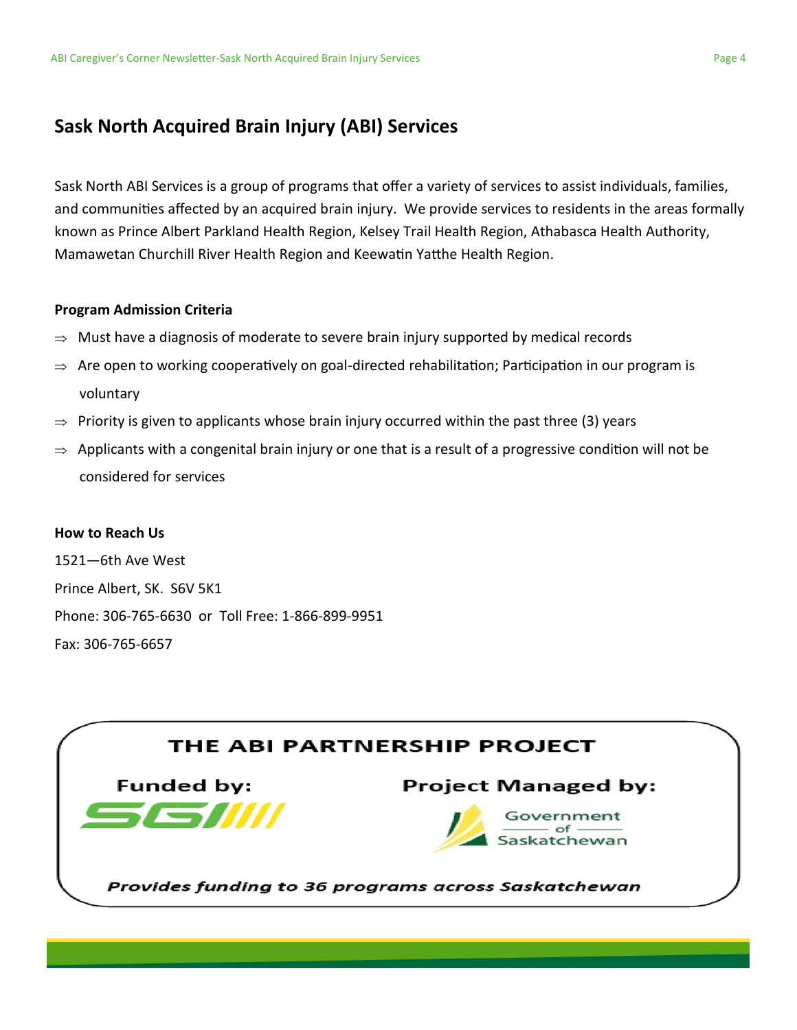# Sask North Acquired Brain Injury (ABI) Services

Sask North ABI Services is a group of programs that offer a variety of services to assist individuals, families, and communities affected by an acquired brain injury. We provide services to residents in the areas formally known as Prince Albert Parkland Health Region, Kelsey Trail Health Region, Athabasca Health Authority, Mamawetan Churchill River Health Region and Keewatin Yatthe Health Region.

**Program Admission Criteria**

- ⇒ Must have a diagnosis of moderate to severe brain injury supported by medical records
- ⇒ Are open to working cooperatively on goal-directed rehabilitation; Participation in our program is voluntary
- ⇒ Priority is given to applicants whose brain injury occurred within the past three (3) years
- ⇒ Applicants with a congenital brain injury or one that is a result of a progressive condition will not be considered for services

**How to Reach Us**

1521—6th Ave West

Prince Albert, SK. S6V 5K1

Phone: 306-765-6630 or Toll Free: 1-866-899-9951

Fax: 306-765-6657

**THE ABI PARTNERSHIP PROJECT**

**Funded by:** SGI

**Project Managed by:** Government of Saskatchewan

*Provides funding to 36 programs across Saskatchewan*